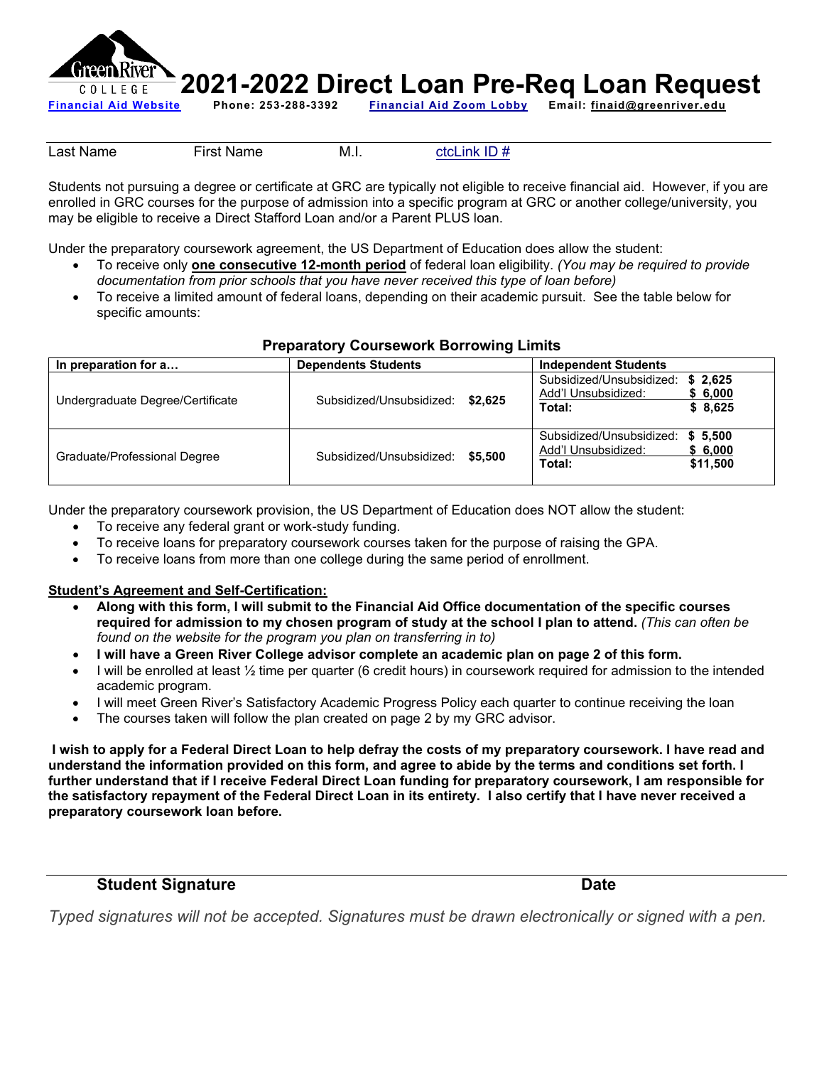# 2021-2022 Direct Loan Pre-Req Loan Request

Green River College

Financial Aid Website    Phone: 253-288-3392    Financial Aid Zoom Lobby    Email: finaid@greenriver.edu

Last Name    First Name    M.I.    ctcLink ID #

Students not pursuing a degree or certificate at GRC are typically not eligible to receive financial aid. However, if you are enrolled in GRC courses for the purpose of admission into a specific program at GRC or another college/university, you may be eligible to receive a Direct Stafford Loan and/or a Parent PLUS loan.

Under the preparatory coursework agreement, the US Department of Education does allow the student:

- To receive only **one consecutive 12-month period** of federal loan eligibility. *(You may be required to provide documentation from prior schools that you have never received this type of loan before)*
- To receive a limited amount of federal loans, depending on their academic pursuit. See the table below for specific amounts:

**Preparatory Coursework Borrowing Limits**

| In preparation for a… | Dependents Students | Independent Students |
|---|---|---|
| Undergraduate Degree/Certificate | Subsidized/Unsubsidized: **$2,625** | Subsidized/Unsubsidized: **$ 2,625**<br>Add'l Unsubsidized: **$ 6,000**<br>**Total: $ 8,625** |
| Graduate/Professional Degree | Subsidized/Unsubsidized: **$5,500** | Subsidized/Unsubsidized: **$ 5,500**<br>Add'l Unsubsidized: **$ 6,000**<br>**Total: $11,500** |

Under the preparatory coursework provision, the US Department of Education does NOT allow the student:

- To receive any federal grant or work-study funding.
- To receive loans for preparatory coursework courses taken for the purpose of raising the GPA.
- To receive loans from more than one college during the same period of enrollment.

**Student's Agreement and Self-Certification:**

- **Along with this form, I will submit to the Financial Aid Office documentation of the specific courses required for admission to my chosen program of study at the school I plan to attend.** *(This can often be found on the website for the program you plan on transferring in to)*
- **I will have a Green River College advisor complete an academic plan on page 2 of this form.**
- I will be enrolled at least ½ time per quarter (6 credit hours) in coursework required for admission to the intended academic program.
- I will meet Green River's Satisfactory Academic Progress Policy each quarter to continue receiving the loan
- The courses taken will follow the plan created on page 2 by my GRC advisor.

**I wish to apply for a Federal Direct Loan to help defray the costs of my preparatory coursework. I have read and understand the information provided on this form, and agree to abide by the terms and conditions set forth. I further understand that if I receive Federal Direct Loan funding for preparatory coursework, I am responsible for the satisfactory repayment of the Federal Direct Loan in its entirety. I also certify that I have never received a preparatory coursework loan before.**

**Student Signature**    **Date**

*Typed signatures will not be accepted. Signatures must be drawn electronically or signed with a pen.*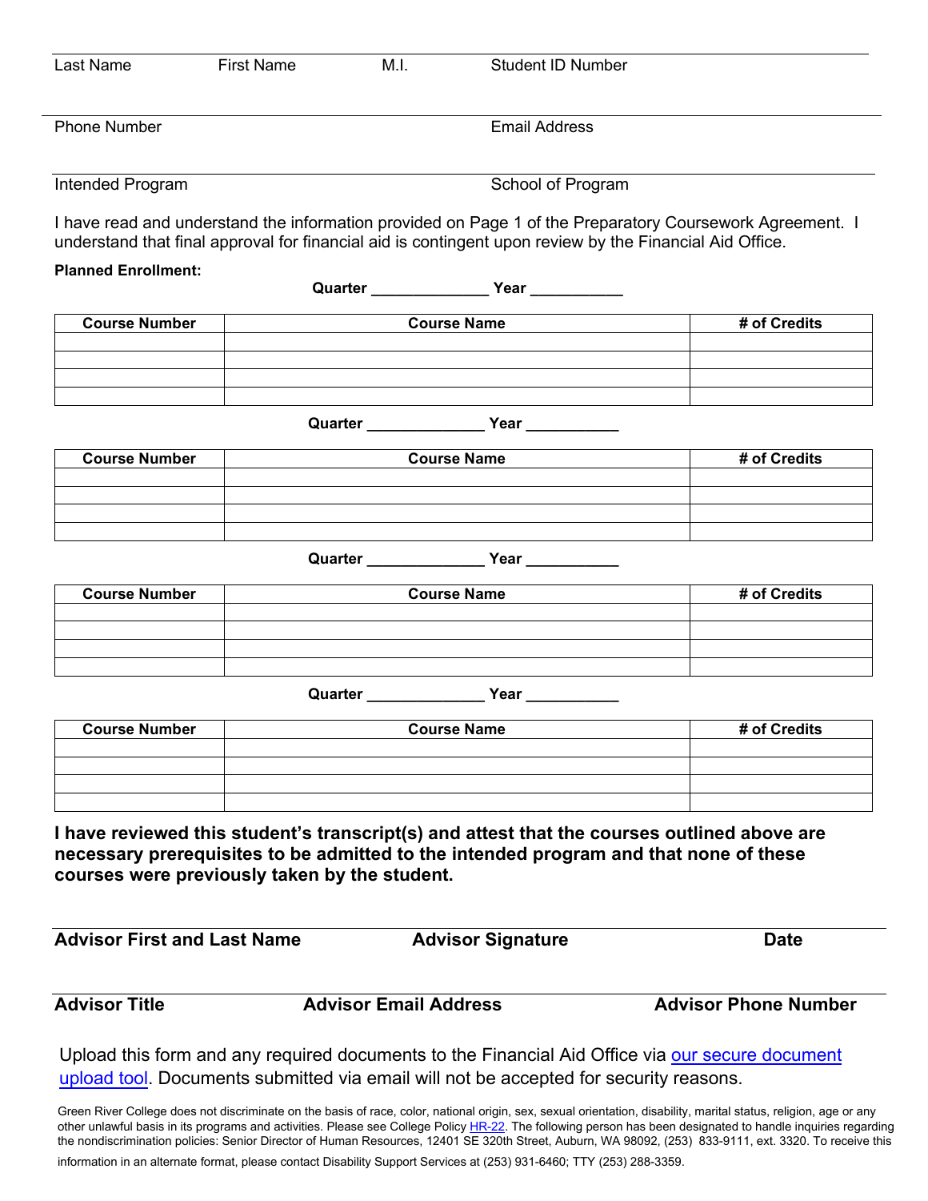Last Name First Name M.I. Student ID Number

Phone Number Email Address

Intended Program School of Program

I have read and understand the information provided on Page 1 of the Preparatory Coursework Agreement. I understand that final approval for financial aid is contingent upon review by the Financial Aid Office.

**Planned Enrollment:**

**Quarter _____________ Year __________**

| Course Number | Course Name | # of Credits |
|---|---|---|
| | | |
| | | |
| | | |
| | | |

**Quarter _____________ Year __________**

| Course Number | Course Name | # of Credits |
|---|---|---|
| | | |
| | | |
| | | |
| | | |

**Quarter _____________ Year __________**

| Course Number | Course Name | # of Credits |
|---|---|---|
| | | |
| | | |
| | | |
| | | |

**Quarter _____________ Year __________**

| Course Number | Course Name | # of Credits |
|---|---|---|
| | | |
| | | |
| | | |
| | | |

**I have reviewed this student's transcript(s) and attest that the courses outlined above are necessary prerequisites to be admitted to the intended program and that none of these courses were previously taken by the student.**

**Advisor First and Last Name** **Advisor Signature** **Date**

**Advisor Title** **Advisor Email Address** **Advisor Phone Number**

Upload this form and any required documents to the Financial Aid Office via our secure document upload tool. Documents submitted via email will not be accepted for security reasons.

Green River College does not discriminate on the basis of race, color, national origin, sex, sexual orientation, disability, marital status, religion, age or any other unlawful basis in its programs and activities. Please see College Policy HR-22. The following person has been designated to handle inquiries regarding the nondiscrimination policies: Senior Director of Human Resources, 12401 SE 320th Street, Auburn, WA 98092, (253) 833-9111, ext. 3320. To receive this information in an alternate format, please contact Disability Support Services at (253) 931-6460; TTY (253) 288-3359.